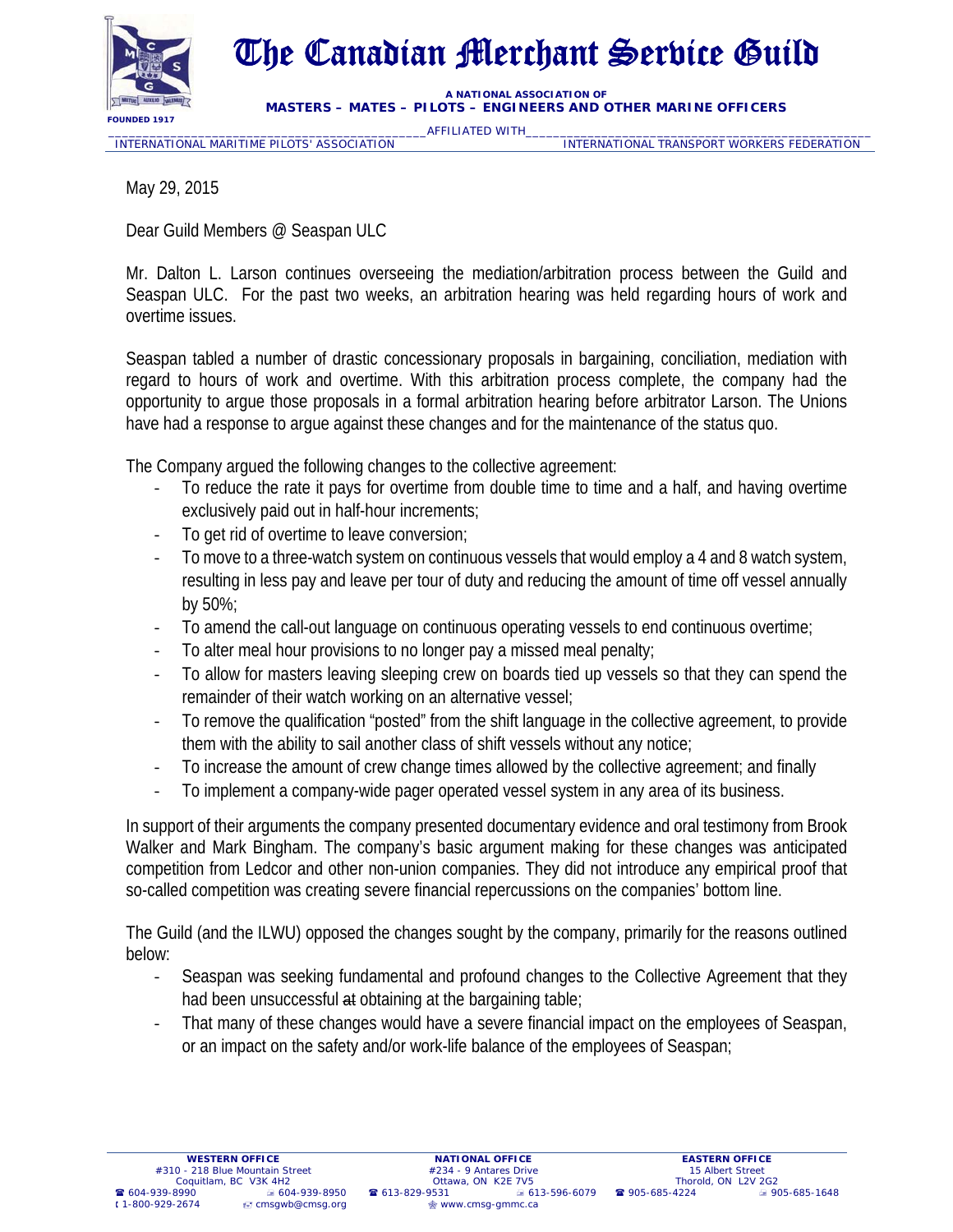# The Canadian Merchant Service Guild

**A NATIONAL ASSOCIATION OF**
**MASTERS – MATES – PILOTS – ENGINEERS AND OTHER MARINE OFFICERS**

FOUNDED 1917

AFFILIATED WITH
INTERNATIONAL MARITIME PILOTS' ASSOCIATION — INTERNATIONAL TRANSPORT WORKERS FEDERATION

May 29, 2015

Dear Guild Members @ Seaspan ULC

Mr. Dalton L. Larson continues overseeing the mediation/arbitration process between the Guild and Seaspan ULC. For the past two weeks, an arbitration hearing was held regarding hours of work and overtime issues.

Seaspan tabled a number of drastic concessionary proposals in bargaining, conciliation, mediation with regard to hours of work and overtime. With this arbitration process complete, the company had the opportunity to argue those proposals in a formal arbitration hearing before arbitrator Larson. The Unions have had a response to argue against these changes and for the maintenance of the status quo.

The Company argued the following changes to the collective agreement:

- To reduce the rate it pays for overtime from double time to time and a half, and having overtime exclusively paid out in half-hour increments;
- To get rid of overtime to leave conversion;
- To move to a three-watch system on continuous vessels that would employ a 4 and 8 watch system, resulting in less pay and leave per tour of duty and reducing the amount of time off vessel annually by 50%;
- To amend the call-out language on continuous operating vessels to end continuous overtime;
- To alter meal hour provisions to no longer pay a missed meal penalty;
- To allow for masters leaving sleeping crew on boards tied up vessels so that they can spend the remainder of their watch working on an alternative vessel;
- To remove the qualification "posted" from the shift language in the collective agreement, to provide them with the ability to sail another class of shift vessels without any notice;
- To increase the amount of crew change times allowed by the collective agreement; and finally
- To implement a company-wide pager operated vessel system in any area of its business.

In support of their arguments the company presented documentary evidence and oral testimony from Brook Walker and Mark Bingham. The company's basic argument making for these changes was anticipated competition from Ledcor and other non-union companies. They did not introduce any empirical proof that so-called competition was creating severe financial repercussions on the companies' bottom line.

The Guild (and the ILWU) opposed the changes sought by the company, primarily for the reasons outlined below:

- Seaspan was seeking fundamental and profound changes to the Collective Agreement that they had been unsuccessful ~~at~~ obtaining at the bargaining table;
- That many of these changes would have a severe financial impact on the employees of Seaspan, or an impact on the safety and/or work-life balance of the employees of Seaspan;

**WESTERN OFFICE**
#310 - 218 Blue Mountain Street
Coquitlam, BC V3K 4H2
☎ 604-939-8990 — 604-939-8950
1-800-929-2674 — cmsgwb@cmsg.org

**NATIONAL OFFICE**
#234 - 9 Antares Drive
Ottawa, ON K2E 7V5
☎ 613-829-9531 — 613-596-6079
www.cmsg-gmmc.ca

**EASTERN OFFICE**
15 Albert Street
Thorold, ON L2V 2G2
☎ 905-685-4224 — 905-685-1648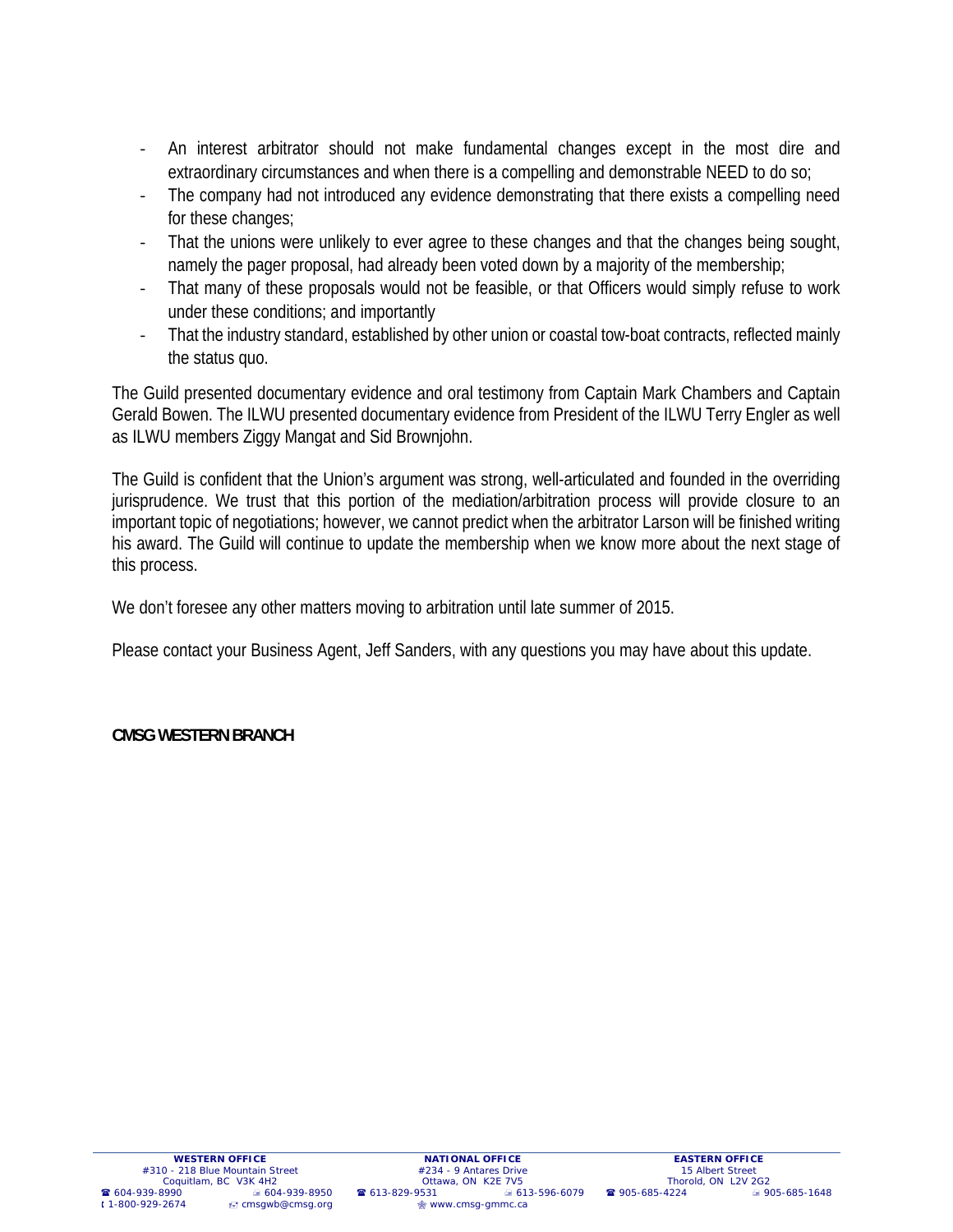- An interest arbitrator should not make fundamental changes except in the most dire and extraordinary circumstances and when there is a compelling and demonstrable NEED to do so;
- The company had not introduced any evidence demonstrating that there exists a compelling need for these changes;
- That the unions were unlikely to ever agree to these changes and that the changes being sought, namely the pager proposal, had already been voted down by a majority of the membership;
- That many of these proposals would not be feasible, or that Officers would simply refuse to work under these conditions; and importantly
- That the industry standard, established by other union or coastal tow-boat contracts, reflected mainly the status quo.

The Guild presented documentary evidence and oral testimony from Captain Mark Chambers and Captain Gerald Bowen. The ILWU presented documentary evidence from President of the ILWU Terry Engler as well as ILWU members Ziggy Mangat and Sid Brownjohn.

The Guild is confident that the Union's argument was strong, well-articulated and founded in the overriding jurisprudence. We trust that this portion of the mediation/arbitration process will provide closure to an important topic of negotiations; however, we cannot predict when the arbitrator Larson will be finished writing his award. The Guild will continue to update the membership when we know more about the next stage of this process.

We don't foresee any other matters moving to arbitration until late summer of 2015.

Please contact your Business Agent, Jeff Sanders, with any questions you may have about this update.

**CMSG WESTERN BRANCH**